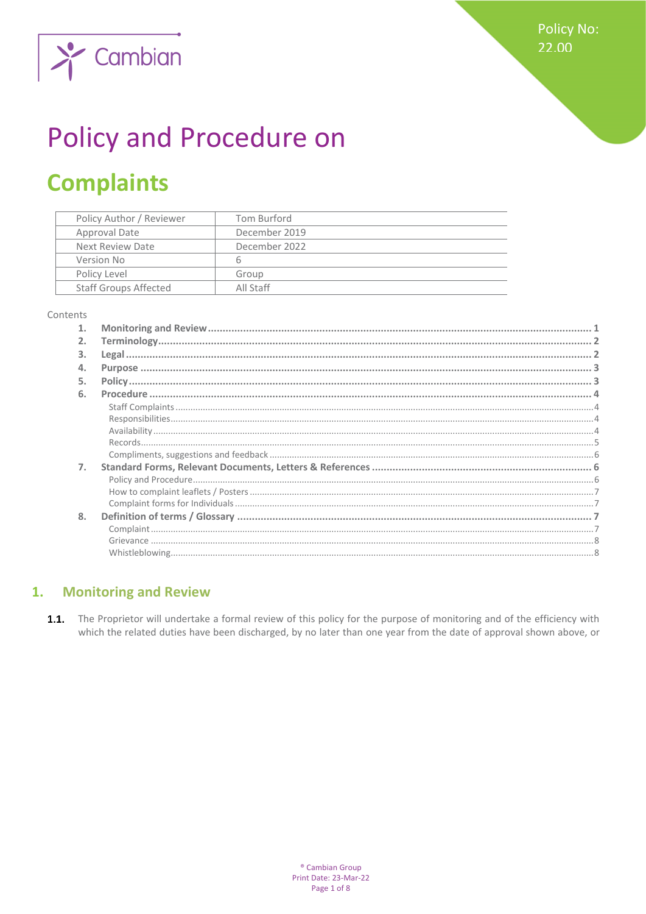Policy No: 22.00

# Policy and Procedure on

# Complaints

| Policy Author / Reviewer | Tom Burford |
|---|---|
| Approval Date | December 2019 |
| Next Review Date | December 2022 |
| Version No | 6 |
| Policy Level | Group |
| Staff Groups Affected | All Staff |

Contents

1. **Monitoring and Review** ..... 1
2. **Terminology** ..... 2
3. **Legal** ..... 2
4. **Purpose** ..... 3
5. **Policy** ..... 3
6. **Procedure** ..... 4
   - Staff Complaints ..... 4
   - Responsibilities ..... 4
   - Availability ..... 4
   - Records ..... 5
   - Compliments, suggestions and feedback ..... 6
7. **Standard Forms, Relevant Documents, Letters & References** ..... 6
   - Policy and Procedure ..... 6
   - How to complaint leaflets / Posters ..... 7
   - Complaint forms for Individuals ..... 7
8. **Definition of terms / Glossary** ..... 7
   - Complaint ..... 7
   - Grievance ..... 8
   - Whistleblowing ..... 8

## 1. Monitoring and Review

**1.1.** The Proprietor will undertake a formal review of this policy for the purpose of monitoring and of the efficiency with which the related duties have been discharged, by no later than one year from the date of approval shown above, or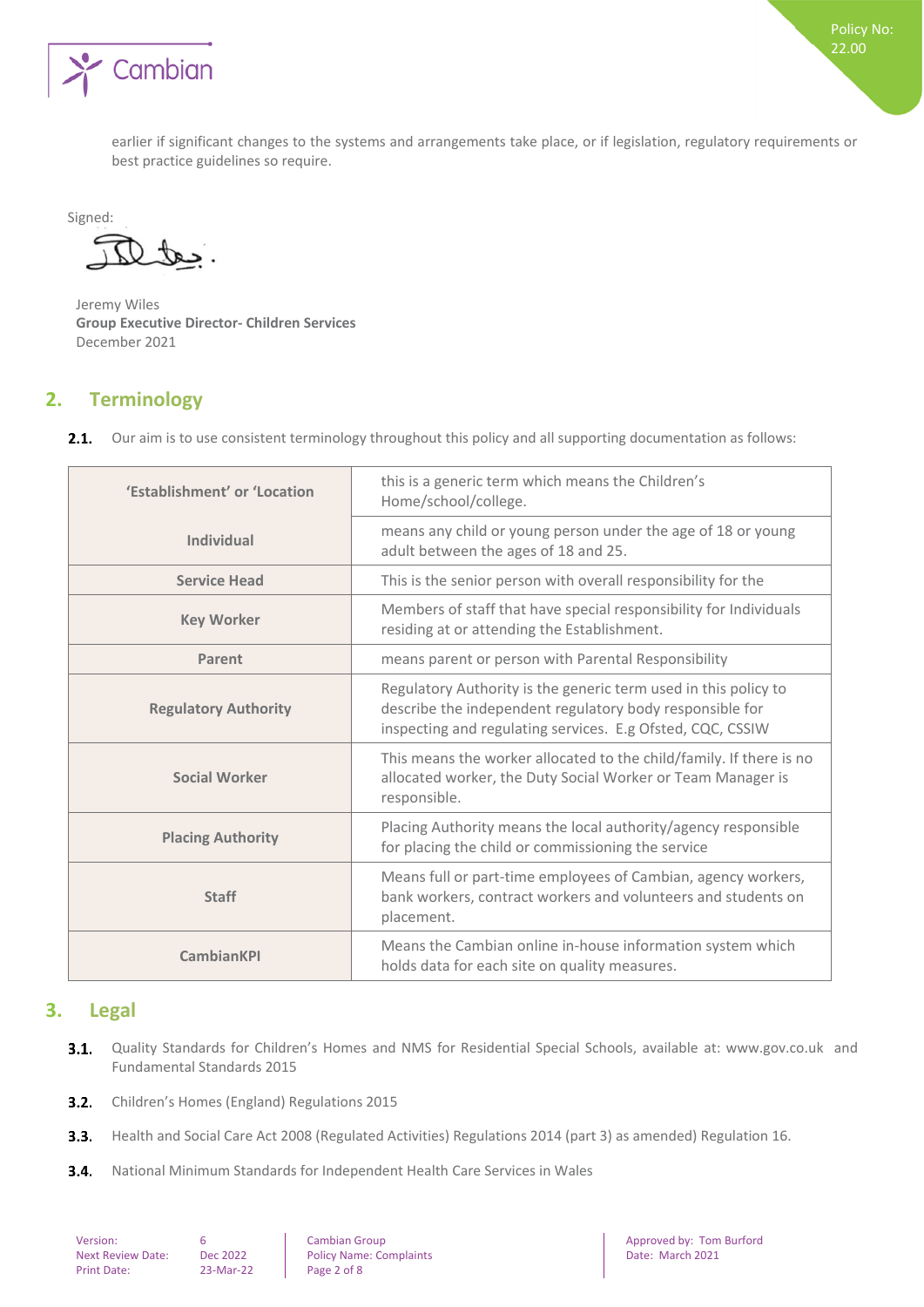earlier if significant changes to the systems and arrangements take place, or if legislation, regulatory requirements or best practice guidelines so require.

Signed:

Jeremy Wiles
**Group Executive Director- Children Services**
December 2021

## 2. Terminology

**2.1.** Our aim is to use consistent terminology throughout this policy and all supporting documentation as follows:

| | |
|---|---|
| **'Establishment' or 'Location** | this is a generic term which means the Children's Home/school/college. |
| **Individual** | means any child or young person under the age of 18 or young adult between the ages of 18 and 25. |
| **Service Head** | This is the senior person with overall responsibility for the |
| **Key Worker** | Members of staff that have special responsibility for Individuals residing at or attending the Establishment. |
| **Parent** | means parent or person with Parental Responsibility |
| **Regulatory Authority** | Regulatory Authority is the generic term used in this policy to describe the independent regulatory body responsible for inspecting and regulating services. E.g Ofsted, CQC, CSSIW |
| **Social Worker** | This means the worker allocated to the child/family. If there is no allocated worker, the Duty Social Worker or Team Manager is responsible. |
| **Placing Authority** | Placing Authority means the local authority/agency responsible for placing the child or commissioning the service |
| **Staff** | Means full or part-time employees of Cambian, agency workers, bank workers, contract workers and volunteers and students on placement. |
| **CambianKPI** | Means the Cambian online in-house information system which holds data for each site on quality measures. |

## 3. Legal

**3.1.** Quality Standards for Children's Homes and NMS for Residential Special Schools, available at: www.gov.co.uk and Fundamental Standards 2015

**3.2.** Children's Homes (England) Regulations 2015

**3.3.** Health and Social Care Act 2008 (Regulated Activities) Regulations 2014 (part 3) as amended) Regulation 16.

**3.4.** National Minimum Standards for Independent Health Care Services in Wales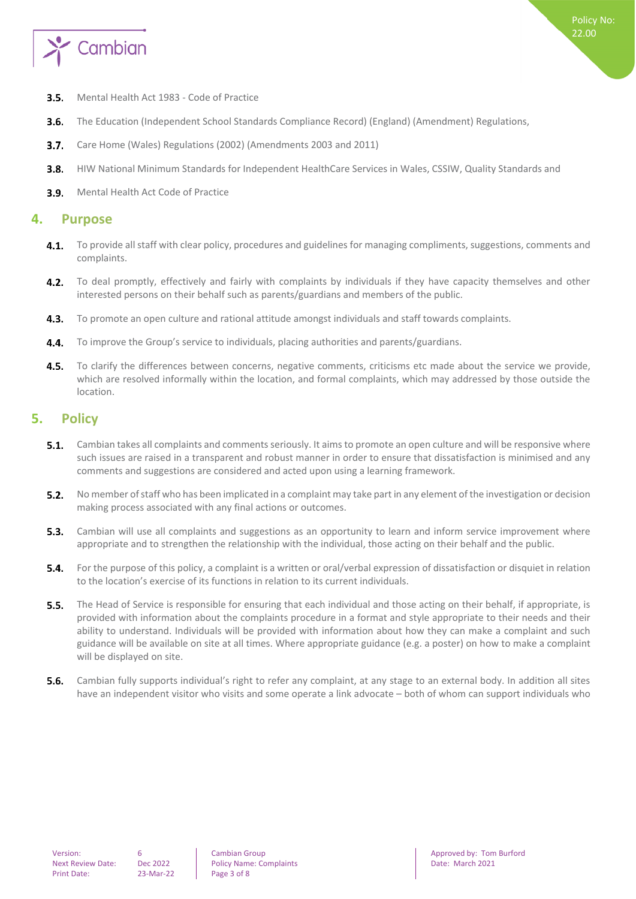- **3.5.** Mental Health Act 1983 - Code of Practice
- **3.6.** The Education (Independent School Standards Compliance Record) (England) (Amendment) Regulations,
- **3.7.** Care Home (Wales) Regulations (2002) (Amendments 2003 and 2011)
- **3.8.** HIW National Minimum Standards for Independent HealthCare Services in Wales, CSSIW, Quality Standards and
- **3.9.** Mental Health Act Code of Practice

## 4. Purpose

- **4.1.** To provide all staff with clear policy, procedures and guidelines for managing compliments, suggestions, comments and complaints.
- **4.2.** To deal promptly, effectively and fairly with complaints by individuals if they have capacity themselves and other interested persons on their behalf such as parents/guardians and members of the public.
- **4.3.** To promote an open culture and rational attitude amongst individuals and staff towards complaints.
- **4.4.** To improve the Group's service to individuals, placing authorities and parents/guardians.
- **4.5.** To clarify the differences between concerns, negative comments, criticisms etc made about the service we provide, which are resolved informally within the location, and formal complaints, which may addressed by those outside the location.

## 5. Policy

- **5.1.** Cambian takes all complaints and comments seriously. It aims to promote an open culture and will be responsive where such issues are raised in a transparent and robust manner in order to ensure that dissatisfaction is minimised and any comments and suggestions are considered and acted upon using a learning framework.
- **5.2.** No member of staff who has been implicated in a complaint may take part in any element of the investigation or decision making process associated with any final actions or outcomes.
- **5.3.** Cambian will use all complaints and suggestions as an opportunity to learn and inform service improvement where appropriate and to strengthen the relationship with the individual, those acting on their behalf and the public.
- **5.4.** For the purpose of this policy, a complaint is a written or oral/verbal expression of dissatisfaction or disquiet in relation to the location's exercise of its functions in relation to its current individuals.
- **5.5.** The Head of Service is responsible for ensuring that each individual and those acting on their behalf, if appropriate, is provided with information about the complaints procedure in a format and style appropriate to their needs and their ability to understand. Individuals will be provided with information about how they can make a complaint and such guidance will be available on site at all times. Where appropriate guidance (e.g. a poster) on how to make a complaint will be displayed on site.
- **5.6.** Cambian fully supports individual's right to refer any complaint, at any stage to an external body. In addition all sites have an independent visitor who visits and some operate a link advocate – both of whom can support individuals who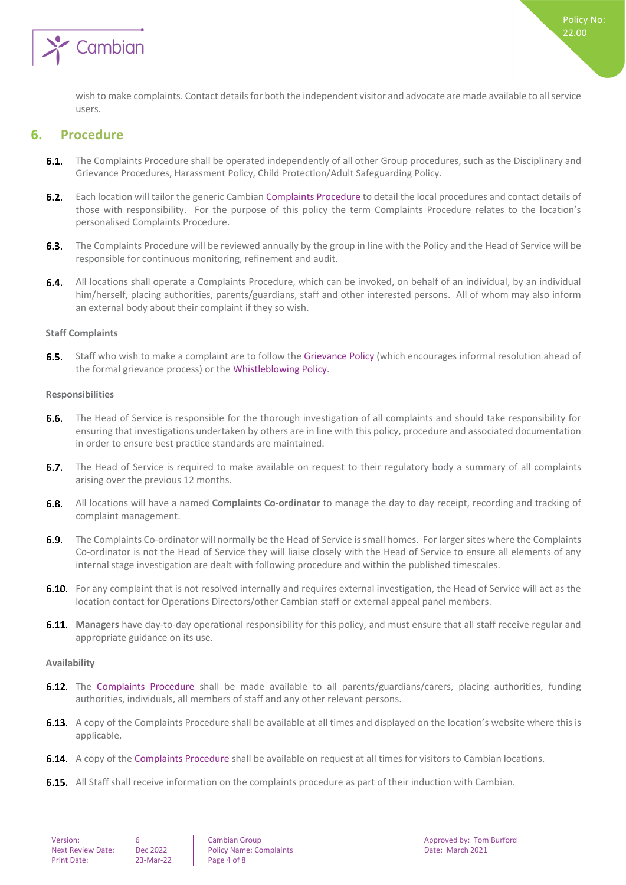wish to make complaints. Contact details for both the independent visitor and advocate are made available to all service users.

## 6. Procedure

**6.1.** The Complaints Procedure shall be operated independently of all other Group procedures, such as the Disciplinary and Grievance Procedures, Harassment Policy, Child Protection/Adult Safeguarding Policy.

**6.2.** Each location will tailor the generic Cambian Complaints Procedure to detail the local procedures and contact details of those with responsibility. For the purpose of this policy the term Complaints Procedure relates to the location's personalised Complaints Procedure.

**6.3.** The Complaints Procedure will be reviewed annually by the group in line with the Policy and the Head of Service will be responsible for continuous monitoring, refinement and audit.

**6.4.** All locations shall operate a Complaints Procedure, which can be invoked, on behalf of an individual, by an individual him/herself, placing authorities, parents/guardians, staff and other interested persons. All of whom may also inform an external body about their complaint if they so wish.

**Staff Complaints**

**6.5.** Staff who wish to make a complaint are to follow the Grievance Policy (which encourages informal resolution ahead of the formal grievance process) or the Whistleblowing Policy.

**Responsibilities**

**6.6.** The Head of Service is responsible for the thorough investigation of all complaints and should take responsibility for ensuring that investigations undertaken by others are in line with this policy, procedure and associated documentation in order to ensure best practice standards are maintained.

**6.7.** The Head of Service is required to make available on request to their regulatory body a summary of all complaints arising over the previous 12 months.

**6.8.** All locations will have a named **Complaints Co-ordinator** to manage the day to day receipt, recording and tracking of complaint management.

**6.9.** The Complaints Co-ordinator will normally be the Head of Service is small homes. For larger sites where the Complaints Co-ordinator is not the Head of Service they will liaise closely with the Head of Service to ensure all elements of any internal stage investigation are dealt with following procedure and within the published timescales.

**6.10.** For any complaint that is not resolved internally and requires external investigation, the Head of Service will act as the location contact for Operations Directors/other Cambian staff or external appeal panel members.

**6.11.** **Managers** have day-to-day operational responsibility for this policy, and must ensure that all staff receive regular and appropriate guidance on its use.

**Availability**

**6.12.** The Complaints Procedure shall be made available to all parents/guardians/carers, placing authorities, funding authorities, individuals, all members of staff and any other relevant persons.

**6.13.** A copy of the Complaints Procedure shall be available at all times and displayed on the location's website where this is applicable.

**6.14.** A copy of the Complaints Procedure shall be available on request at all times for visitors to Cambian locations.

**6.15.** All Staff shall receive information on the complaints procedure as part of their induction with Cambian.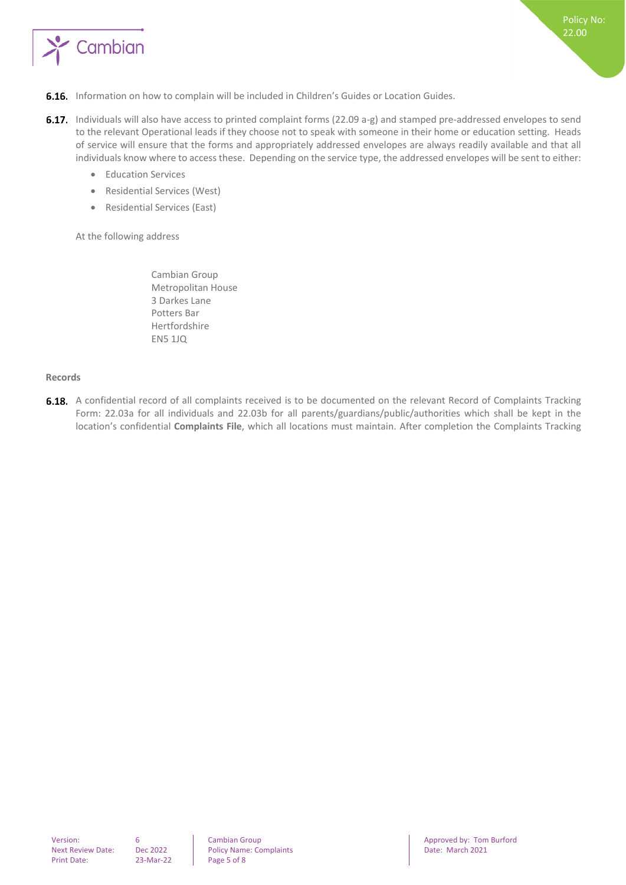**6.16.** Information on how to complain will be included in Children's Guides or Location Guides.

**6.17.** Individuals will also have access to printed complaint forms (22.09 a-g) and stamped pre-addressed envelopes to send to the relevant Operational leads if they choose not to speak with someone in their home or education setting. Heads of service will ensure that the forms and appropriately addressed envelopes are always readily available and that all individuals know where to access these. Depending on the service type, the addressed envelopes will be sent to either:

- Education Services
- Residential Services (West)
- Residential Services (East)

At the following address

Cambian Group
Metropolitan House
3 Darkes Lane
Potters Bar
Hertfordshire
EN5 1JQ

**Records**

**6.18.** A confidential record of all complaints received is to be documented on the relevant Record of Complaints Tracking Form: 22.03a for all individuals and 22.03b for all parents/guardians/public/authorities which shall be kept in the location's confidential **Complaints File**, which all locations must maintain. After completion the Complaints Tracking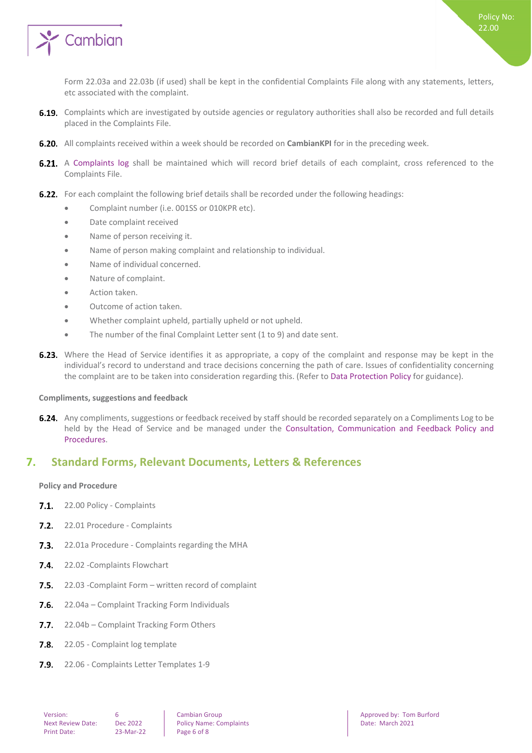Form 22.03a and 22.03b (if used) shall be kept in the confidential Complaints File along with any statements, letters, etc associated with the complaint.

**6.19.** Complaints which are investigated by outside agencies or regulatory authorities shall also be recorded and full details placed in the Complaints File.

**6.20.** All complaints received within a week should be recorded on **CambianKPI** for in the preceding week.

**6.21.** A Complaints log shall be maintained which will record brief details of each complaint, cross referenced to the Complaints File.

**6.22.** For each complaint the following brief details shall be recorded under the following headings:

- Complaint number (i.e. 001SS or 010KPR etc).
- Date complaint received
- Name of person receiving it.
- Name of person making complaint and relationship to individual.
- Name of individual concerned.
- Nature of complaint.
- Action taken.
- Outcome of action taken.
- Whether complaint upheld, partially upheld or not upheld.
- The number of the final Complaint Letter sent (1 to 9) and date sent.

**6.23.** Where the Head of Service identifies it as appropriate, a copy of the complaint and response may be kept in the individual's record to understand and trace decisions concerning the path of care. Issues of confidentiality concerning the complaint are to be taken into consideration regarding this. (Refer to Data Protection Policy for guidance).

**Compliments, suggestions and feedback**

**6.24.** Any compliments, suggestions or feedback received by staff should be recorded separately on a Compliments Log to be held by the Head of Service and be managed under the Consultation, Communication and Feedback Policy and Procedures.

## 7. Standard Forms, Relevant Documents, Letters & References

**Policy and Procedure**

**7.1.** 22.00 Policy - Complaints

**7.2.** 22.01 Procedure - Complaints

**7.3.** 22.01a Procedure - Complaints regarding the MHA

**7.4.** 22.02 -Complaints Flowchart

**7.5.** 22.03 -Complaint Form – written record of complaint

**7.6.** 22.04a – Complaint Tracking Form Individuals

**7.7.** 22.04b – Complaint Tracking Form Others

**7.8.** 22.05 - Complaint log template

**7.9.** 22.06 - Complaints Letter Templates 1-9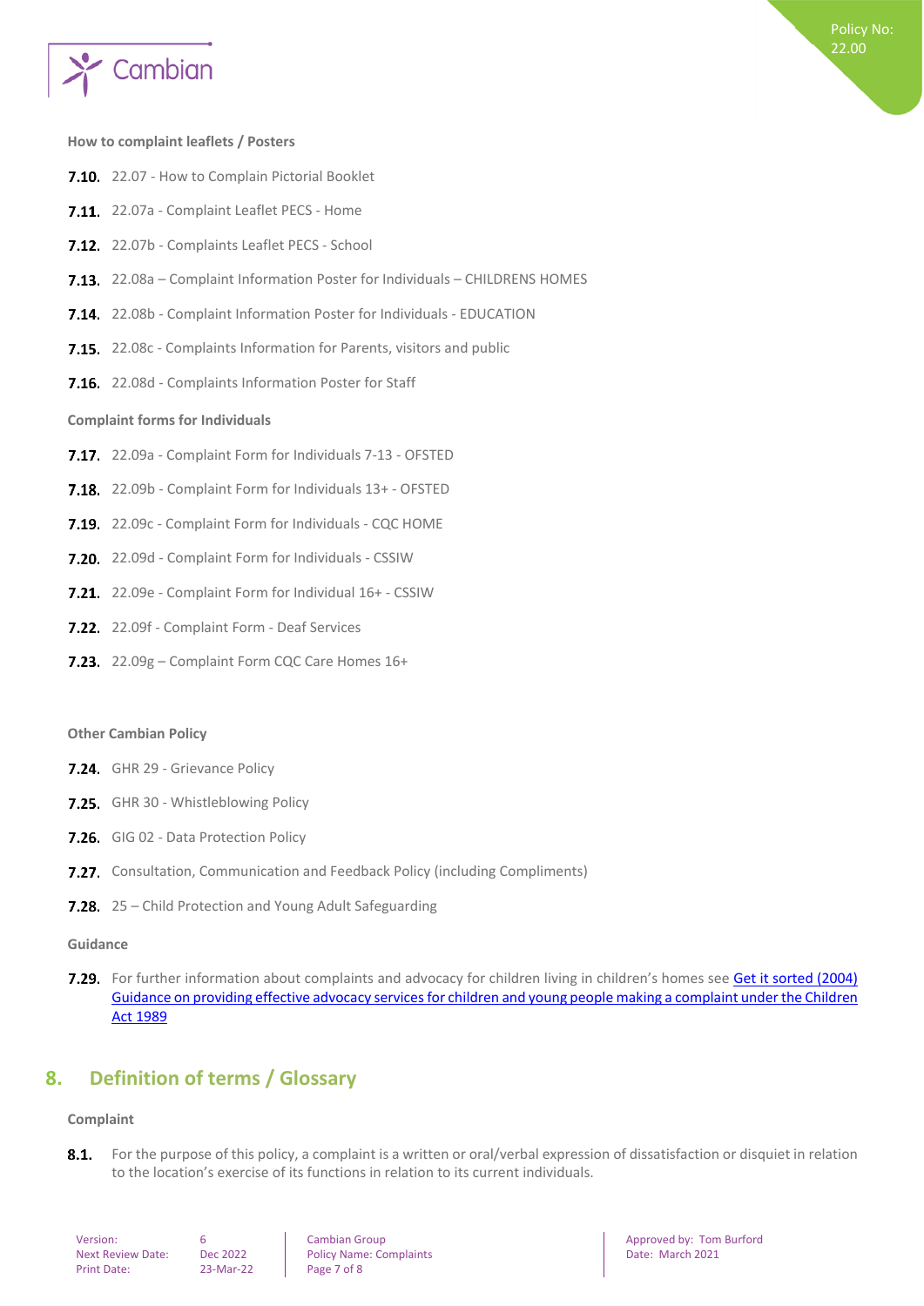**How to complaint leaflets / Posters**

**7.10.** 22.07 - How to Complain Pictorial Booklet

**7.11.** 22.07a - Complaint Leaflet PECS - Home

**7.12.** 22.07b - Complaints Leaflet PECS - School

**7.13.** 22.08a – Complaint Information Poster for Individuals – CHILDRENS HOMES

**7.14.** 22.08b - Complaint Information Poster for Individuals - EDUCATION

**7.15.** 22.08c - Complaints Information for Parents, visitors and public

**7.16.** 22.08d - Complaints Information Poster for Staff

**Complaint forms for Individuals**

**7.17.** 22.09a - Complaint Form for Individuals 7-13 - OFSTED

**7.18.** 22.09b - Complaint Form for Individuals 13+ - OFSTED

**7.19.** 22.09c - Complaint Form for Individuals - CQC HOME

**7.20.** 22.09d - Complaint Form for Individuals - CSSIW

**7.21.** 22.09e - Complaint Form for Individual 16+ - CSSIW

**7.22.** 22.09f - Complaint Form - Deaf Services

**7.23.** 22.09g – Complaint Form CQC Care Homes 16+

**Other Cambian Policy**

**7.24.** GHR 29 - Grievance Policy

**7.25.** GHR 30 - Whistleblowing Policy

**7.26.** GIG 02 - Data Protection Policy

**7.27.** Consultation, Communication and Feedback Policy (including Compliments)

**7.28.** 25 – Child Protection and Young Adult Safeguarding

**Guidance**

**7.29.** For further information about complaints and advocacy for children living in children's homes see Get it sorted (2004) Guidance on providing effective advocacy services for children and young people making a complaint under the Children Act 1989

## 8. Definition of terms / Glossary

**Complaint**

**8.1.** For the purpose of this policy, a complaint is a written or oral/verbal expression of dissatisfaction or disquiet in relation to the location's exercise of its functions in relation to its current individuals.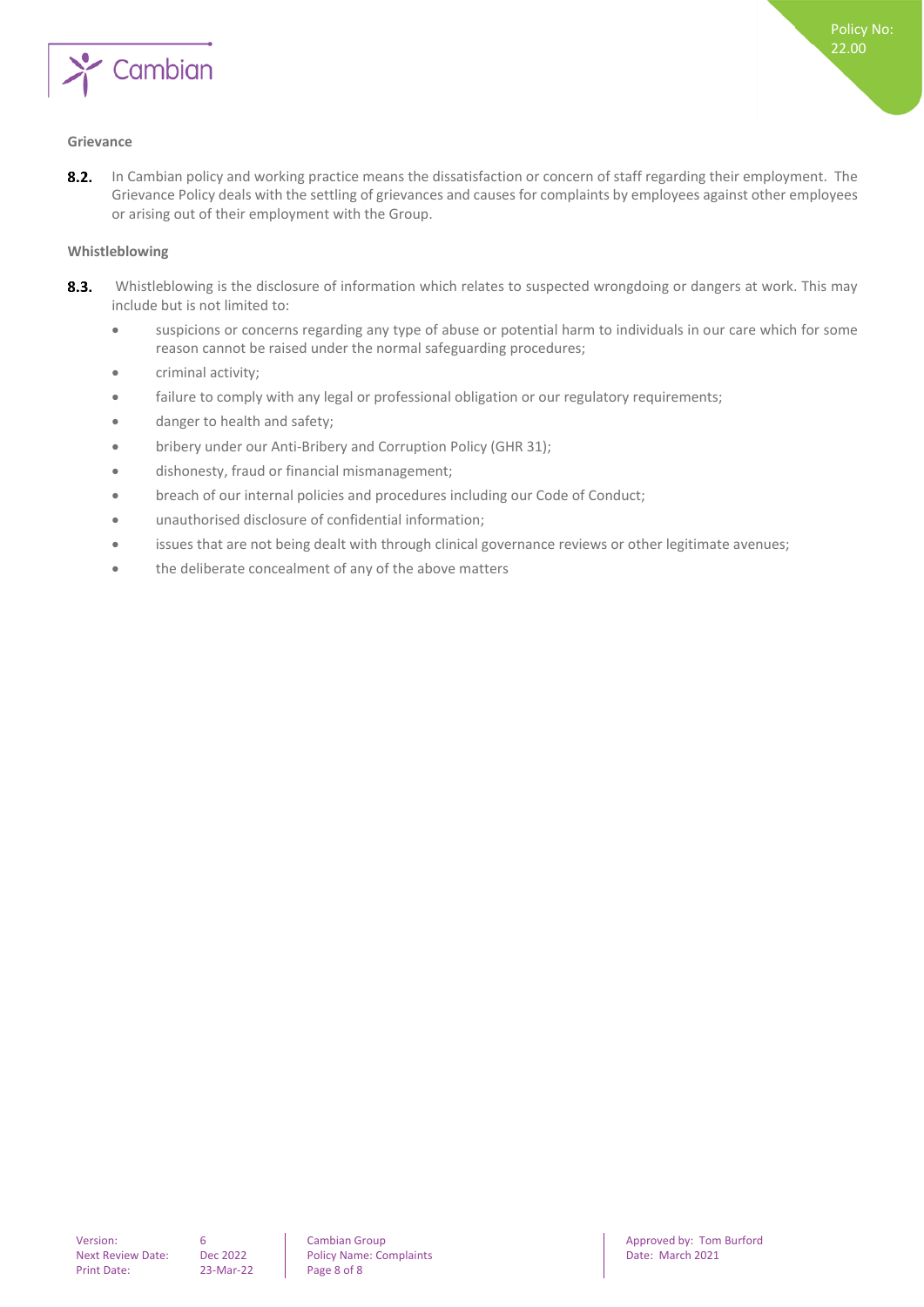### Grievance

**8.2.** In Cambian policy and working practice means the dissatisfaction or concern of staff regarding their employment. The Grievance Policy deals with the settling of grievances and causes for complaints by employees against other employees or arising out of their employment with the Group.

### Whistleblowing

**8.3.** Whistleblowing is the disclosure of information which relates to suspected wrongdoing or dangers at work. This may include but is not limited to:

- suspicions or concerns regarding any type of abuse or potential harm to individuals in our care which for some reason cannot be raised under the normal safeguarding procedures;
- criminal activity;
- failure to comply with any legal or professional obligation or our regulatory requirements;
- danger to health and safety;
- bribery under our Anti-Bribery and Corruption Policy (GHR 31);
- dishonesty, fraud or financial mismanagement;
- breach of our internal policies and procedures including our Code of Conduct;
- unauthorised disclosure of confidential information;
- issues that are not being dealt with through clinical governance reviews or other legitimate avenues;
- the deliberate concealment of any of the above matters